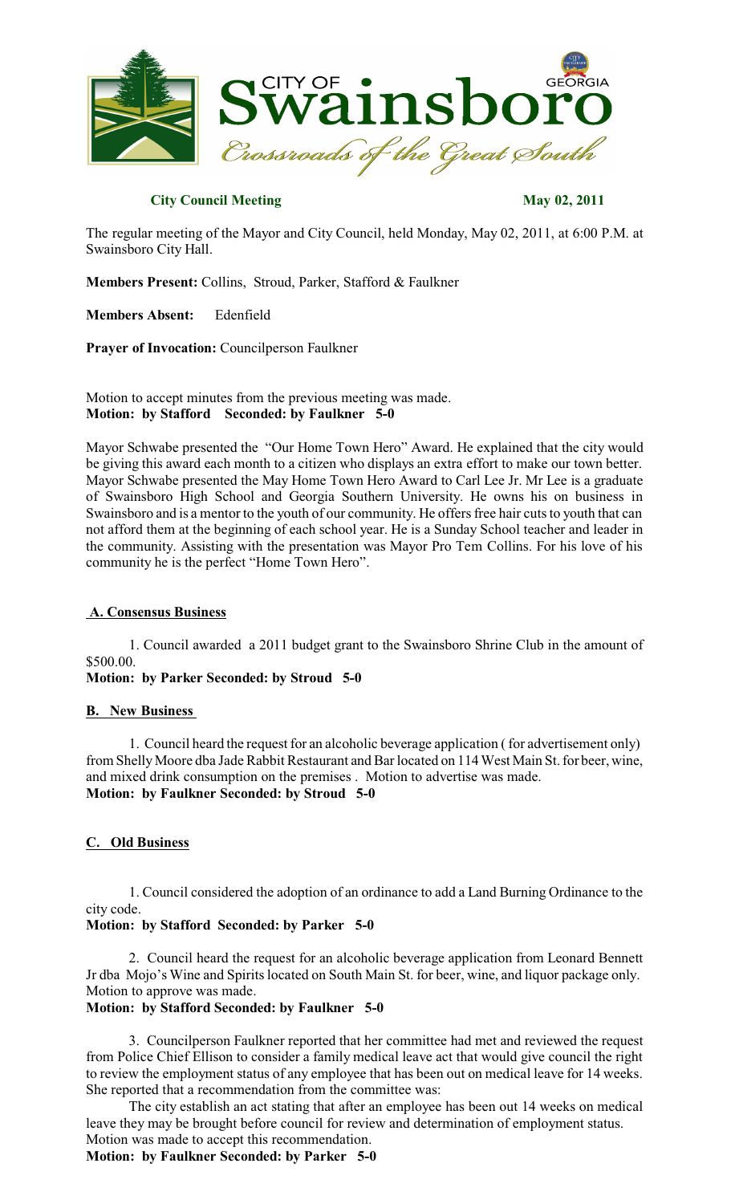# CITY OF Swainsboro GEORGIA

*Crossroads of the Great South*

**City Council Meeting** **May 02, 2011**

The regular meeting of the Mayor and City Council, held Monday, May 02, 2011, at 6:00 P.M. at Swainsboro City Hall.

**Members Present:** Collins, Stroud, Parker, Stafford & Faulkner

**Members Absent:** Edenfield

**Prayer of Invocation:** Councilperson Faulkner

Motion to accept minutes from the previous meeting was made.
**Motion: by Stafford Seconded: by Faulkner 5-0**

Mayor Schwabe presented the "Our Home Town Hero" Award. He explained that the city would be giving this award each month to a citizen who displays an extra effort to make our town better. Mayor Schwabe presented the May Home Town Hero Award to Carl Lee Jr. Mr Lee is a graduate of Swainsboro High School and Georgia Southern University. He owns his on business in Swainsboro and is a mentor to the youth of our community. He offers free hair cuts to youth that can not afford them at the beginning of each school year. He is a Sunday School teacher and leader in the community. Assisting with the presentation was Mayor Pro Tem Collins. For his love of his community he is the perfect "Home Town Hero".

**A. Consensus Business**

1. Council awarded a 2011 budget grant to the Swainsboro Shrine Club in the amount of $500.00.
**Motion: by Parker Seconded: by Stroud 5-0**

**B. New Business**

1. Council heard the request for an alcoholic beverage application ( for advertisement only) from Shelly Moore dba Jade Rabbit Restaurant and Bar located on 114 West Main St. for beer, wine, and mixed drink consumption on the premises . Motion to advertise was made.
**Motion: by Faulkner Seconded: by Stroud 5-0**

**C. Old Business**

1. Council considered the adoption of an ordinance to add a Land Burning Ordinance to the city code.
**Motion: by Stafford Seconded: by Parker 5-0**

2. Council heard the request for an alcoholic beverage application from Leonard Bennett Jr dba Mojo's Wine and Spirits located on South Main St. for beer, wine, and liquor package only. Motion to approve was made.
**Motion: by Stafford Seconded: by Faulkner 5-0**

3. Councilperson Faulkner reported that her committee had met and reviewed the request from Police Chief Ellison to consider a family medical leave act that would give council the right to review the employment status of any employee that has been out on medical leave for 14 weeks. She reported that a recommendation from the committee was:

The city establish an act stating that after an employee has been out 14 weeks on medical leave they may be brought before council for review and determination of employment status. Motion was made to accept this recommendation.
**Motion: by Faulkner Seconded: by Parker 5-0**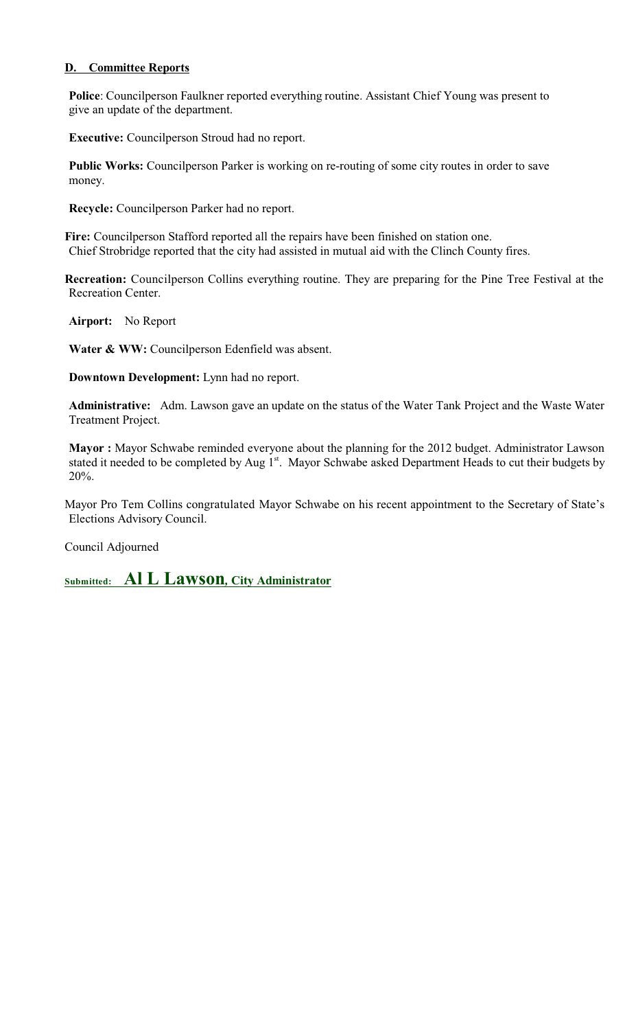**D. Committee Reports**

**Police**: Councilperson Faulkner reported everything routine. Assistant Chief Young was present to give an update of the department.

**Executive:** Councilperson Stroud had no report.

**Public Works:** Councilperson Parker is working on re-routing of some city routes in order to save money.

**Recycle:** Councilperson Parker had no report.

**Fire:** Councilperson Stafford reported all the repairs have been finished on station one. Chief Strobridge reported that the city had assisted in mutual aid with the Clinch County fires.

**Recreation:** Councilperson Collins everything routine. They are preparing for the Pine Tree Festival at the Recreation Center.

**Airport:** No Report

**Water & WW:** Councilperson Edenfield was absent.

**Downtown Development:** Lynn had no report.

**Administrative:** Adm. Lawson gave an update on the status of the Water Tank Project and the Waste Water Treatment Project.

**Mayor :** Mayor Schwabe reminded everyone about the planning for the 2012 budget. Administrator Lawson stated it needed to be completed by Aug 1st. Mayor Schwabe asked Department Heads to cut their budgets by 20%.

Mayor Pro Tem Collins congratulated Mayor Schwabe on his recent appointment to the Secretary of State's Elections Advisory Council.

Council Adjourned

**Submitted: Al L Lawson, City Administrator**